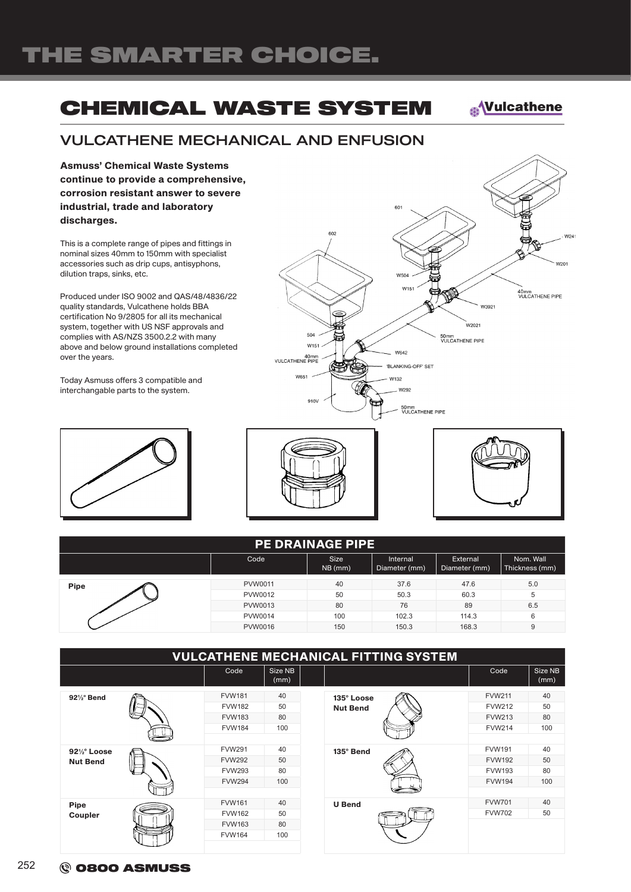# CHEMICAL WASTE SYSTEM

Vulcathene

## VULCATHENE MECHANICAL AND ENFUSION

**Asmuss' Chemical Waste Systems continue to provide a comprehensive, corrosion resistant answer to severe industrial, trade and laboratory discharges.**

This is a complete range of pipes and fittings in nominal sizes 40mm to 150mm with specialist accessories such as drip cups, antisyphons, dilution traps, sinks, etc.

Produced under ISO 9002 and QAS/48/4836/22 quality standards, Vulcathene holds BBA certification No 9/2805 for all its mechanical system, together with US NSF approvals and complies with AS/NZS 3500.2.2 with many above and below ground installations completed over the years.

Today Asmuss offers 3 compatible and interchangable parts to the system.

### PE DRAINAGE PIPE

| | Code | Size NB (mm) | Internal Diameter (mm) | External Diameter (mm) | Nom. Wall Thickness (mm) |
|---|---|---|---|---|---|
| **Pipe** | PVW0011 | 40 | 37.6 | 47.6 | 5.0 |
| | PVW0012 | 50 | 50.3 | 60.3 | 5 |
| | PVW0013 | 80 | 76 | 89 | 6.5 |
| | PVW0014 | 100 | 102.3 | 114.3 | 6 |
| | PVW0016 | 150 | 150.3 | 168.3 | 9 |

### VULCATHENE MECHANICAL FITTING SYSTEM

| | Code | Size NB (mm) | | Code | Size NB (mm) |
|---|---|---|---|---|---|
| **92½° Bend** | FVW181 | 40 | **135° Loose Nut Bend** | FVW211 | 40 |
| | FVW182 | 50 | | FVW212 | 50 |
| | FVW183 | 80 | | FVW213 | 80 |
| | FVW184 | 100 | | FVW214 | 100 |
| **92½° Loose Nut Bend** | FVW291 | 40 | **135° Bend** | FVW191 | 40 |
| | FVW292 | 50 | | FVW192 | 50 |
| | FVW293 | 80 | | FVW193 | 80 |
| | FVW294 | 100 | | FVW194 | 100 |
| **Pipe Coupler** | FVW161 | 40 | **U Bend** | FVW701 | 40 |
| | FVW162 | 50 | | FVW702 | 50 |
| | FVW163 | 80 | | | |
| | FVW164 | 100 | | | |

0800 ASMUSS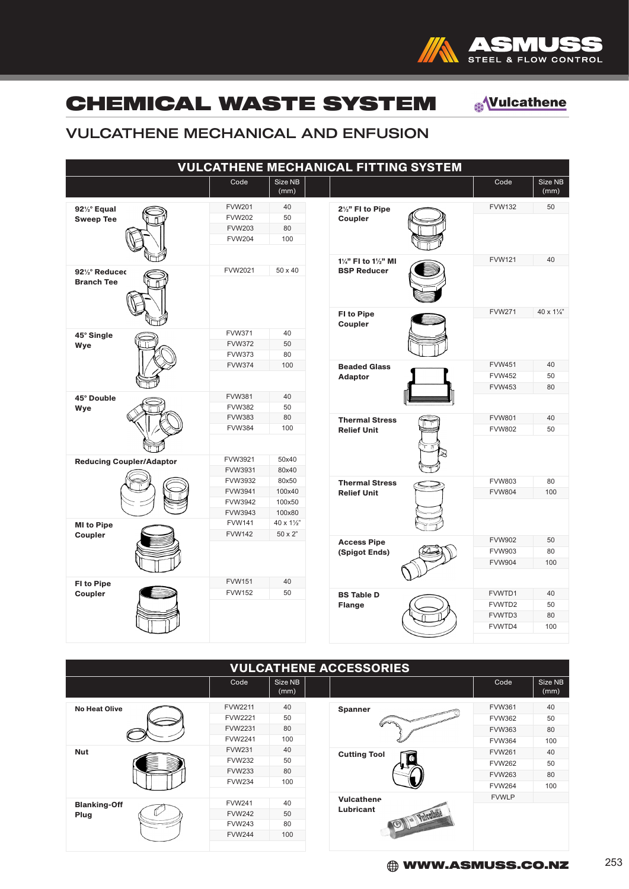# CHEMICAL WASTE SYSTEM

Vulcathene

## VULCATHENE MECHANICAL AND ENFUSION

### VULCATHENE MECHANICAL FITTING SYSTEM

| | Code | Size NB (mm) |
|---|---|---|
| 92½° Equal Sweep Tee | FVW201 | 40 |
| | FVW202 | 50 |
| | FVW203 | 80 |
| | FVW204 | 100 |
| 92½° Reduced Branch Tee | FVW2021 | 50 x 40 |
| 45° Single Wye | FVW371 | 40 |
| | FVW372 | 50 |
| | FVW373 | 80 |
| | FVW374 | 100 |
| 45° Double Wye | FVW381 | 40 |
| | FVW382 | 50 |
| | FVW383 | 80 |
| | FVW384 | 100 |
| Reducing Coupler/Adaptor | FVW3921 | 50x40 |
| | FVW3931 | 80x40 |
| | FVW3932 | 80x50 |
| | FVW3941 | 100x40 |
| | FVW3942 | 100x50 |
| | FVW3943 | 100x80 |
| MI to Pipe Coupler | FVW141 | 40 x 1½" |
| | FVW142 | 50 x 2" |
| FI to Pipe Coupler | FVW151 | 40 |
| | FVW152 | 50 |

| | Code | Size NB (mm) |
|---|---|---|
| 2½" FI to Pipe Coupler | FVW132 | 50 |
| 1¼" FI to 1½" MI BSP Reducer | FVW121 | 40 |
| FI to Pipe Coupler | FVW271 | 40 x 1¼" |
| Beaded Glass Adaptor | FVW451 | 40 |
| | FVW452 | 50 |
| | FVW453 | 80 |
| Thermal Stress Relief Unit | FVW801 | 40 |
| | FVW802 | 50 |
| Thermal Stress Relief Unit | FVW803 | 80 |
| | FVW804 | 100 |
| Access Pipe (Spigot Ends) | FVW902 | 50 |
| | FVW903 | 80 |
| | FVW904 | 100 |
| BS Table D Flange | FVWTD1 | 40 |
| | FVWTD2 | 50 |
| | FVWTD3 | 80 |
| | FVWTD4 | 100 |

### VULCATHENE ACCESSORIES

| | Code | Size NB (mm) |
|---|---|---|
| No Heat Olive | FVW2211 | 40 |
| | FVW2221 | 50 |
| | FVW2231 | 80 |
| | FVW2241 | 100 |
| Nut | FVW231 | 40 |
| | FVW232 | 50 |
| | FVW233 | 80 |
| | FVW234 | 100 |
| Blanking-Off Plug | FVW241 | 40 |
| | FVW242 | 50 |
| | FVW243 | 80 |
| | FVW244 | 100 |

| | Code | Size NB (mm) |
|---|---|---|
| Spanner | FVW361 | 40 |
| | FVW362 | 50 |
| | FVW363 | 80 |
| | FVW364 | 100 |
| Cutting Tool | FVW261 | 40 |
| | FVW262 | 50 |
| | FVW263 | 80 |
| | FVW264 | 100 |
| Vulcathene Lubricant | FVWLP | |

WWW.ASMUSS.CO.NZ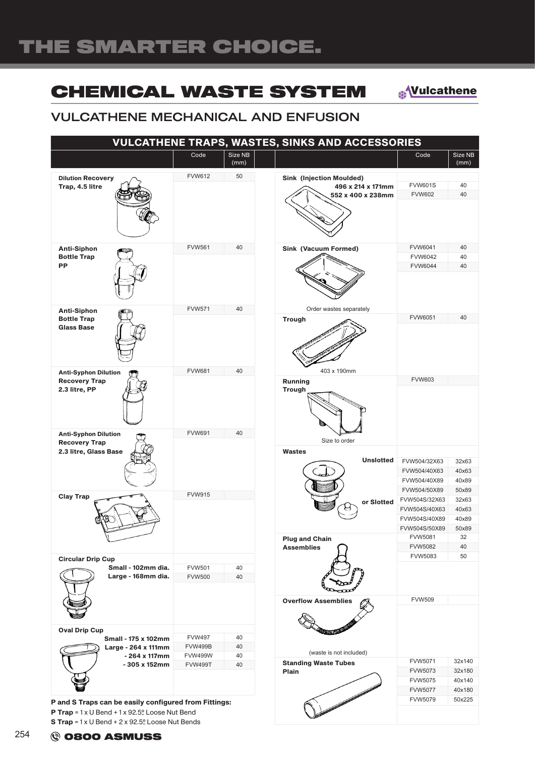# CHEMICAL WASTE SYSTEM

Vulcathene

## VULCATHENE MECHANICAL AND ENFUSION

### VULCATHENE TRAPS, WASTES, SINKS AND ACCESSORIES

| | Code | Size NB (mm) |
|---|---|---|
| **Dilution Recovery Trap, 4.5 litre** | FVW612 | 50 |
| **Anti-Siphon Bottle Trap PP** | FVW561 | 40 |
| **Anti-Siphon Bottle Trap Glass Base** | FVW571 | 40 |
| **Anti-Syphon Dilution Recovery Trap 2.3 litre, PP** | FVW681 | 40 |
| **Anti-Syphon Dilution Recovery Trap 2.3 litre, Glass Base** | FVW691 | 40 |
| **Clay Trap** | FVW915 | |
| **Circular Drip Cup** | | |
| Small - 102mm dia. | FVW501 | 40 |
| Large - 168mm dia. | FVW500 | 40 |
| **Oval Drip Cup** | | |
| Small - 175 x 102mm | FVW497 | 40 |
| Large - 264 x 111mm | FVW499B | 40 |
| - 264 x 117mm | FVW499W | 40 |
| - 305 x 152mm | FVW499T | 40 |

**P and S Traps can be easily configured from Fittings:**

**P Trap** = 1 x U Bend + 1 x 92.5º Loose Nut Bend

**S Trap** = 1 x U Bend + 2 x 92.5º Loose Nut Bends

| | Code | Size NB (mm) |
|---|---|---|
| **Sink (Injection Moulded)** | | |
| 496 x 214 x 171mm | FVW601S | 40 |
| 552 x 400 x 238mm | FVW602 | 40 |
| **Sink (Vacuum Formed)** | FVW6041 | 40 |
| | FVW6042 | 40 |
| Order wastes separately | FVW6044 | 40 |
| **Trough** 403 x 190mm | FVW6051 | 40 |
| **Running Trough** Size to order | FVW603 | |
| **Wastes** | | |
| Unslotted | FVW504/32X63 | 32x63 |
| | FVW504/40X63 | 40x63 |
| | FVW504/40X89 | 40x89 |
| | FVW504/50X89 | 50x89 |
| or Slotted | FVW504S/32X63 | 32x63 |
| | FVW504S/40X63 | 40x63 |
| | FVW504S/40X89 | 40x89 |
| | FVW504S/50X89 | 50x89 |
| **Plug and Chain Assemblies** | FVW5081 | 32 |
| | FVW5082 | 40 |
| | FVW5083 | 50 |
| **Overflow Assemblies** (waste is not included) | FVW509 | |
| **Standing Waste Tubes Plain** | FVW5071 | 32x140 |
| | FVW5073 | 32x180 |
| | FVW5075 | 40x140 |
| | FVW5077 | 40x180 |
| | FVW5079 | 50x225 |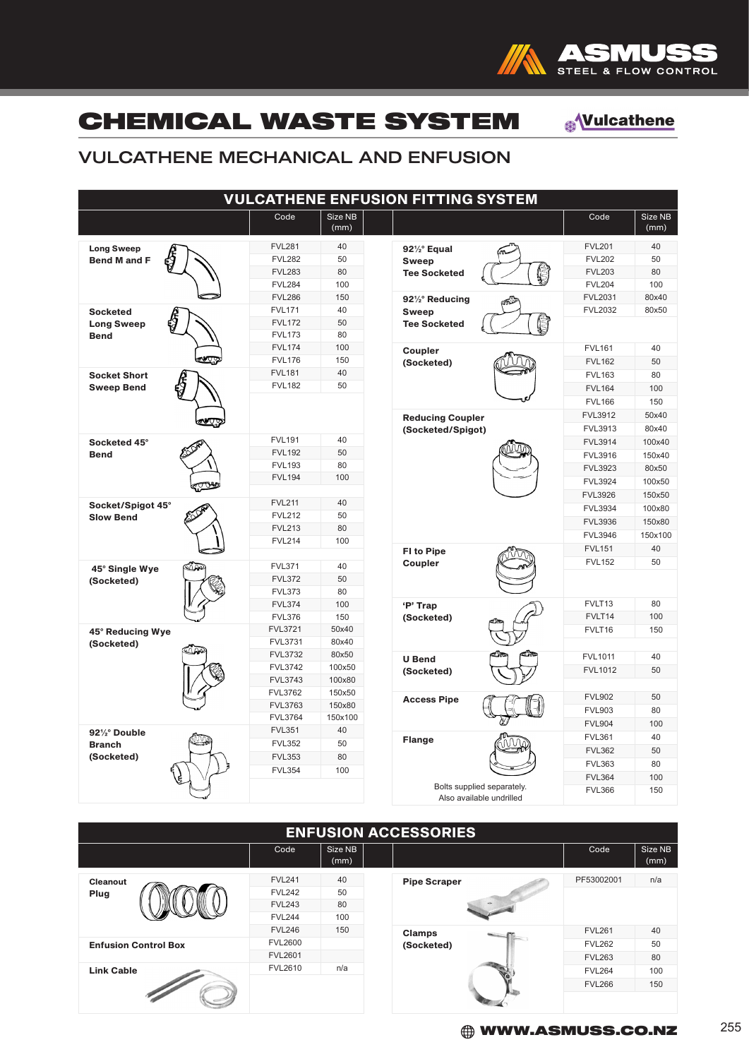# CHEMICAL WASTE SYSTEM

Vulcathene

## VULCATHENE MECHANICAL AND ENFUSION

### VULCATHENE ENFUSION FITTING SYSTEM

| | Code | Size NB (mm) |
|---|---|---|
| **Long Sweep Bend M and F** | FVL281 | 40 |
| | FVL282 | 50 |
| | FVL283 | 80 |
| | FVL284 | 100 |
| | FVL286 | 150 |
| **Socketed Long Sweep Bend** | FVL171 | 40 |
| | FVL172 | 50 |
| | FVL173 | 80 |
| | FVL174 | 100 |
| | FVL176 | 150 |
| **Socket Short Sweep Bend** | FVL181 | 40 |
| | FVL182 | 50 |
| **Socketed 45° Bend** | FVL191 | 40 |
| | FVL192 | 50 |
| | FVL193 | 80 |
| | FVL194 | 100 |
| **Socket/Spigot 45° Slow Bend** | FVL211 | 40 |
| | FVL212 | 50 |
| | FVL213 | 80 |
| | FVL214 | 100 |
| **45° Single Wye (Socketed)** | FVL371 | 40 |
| | FVL372 | 50 |
| | FVL373 | 80 |
| | FVL374 | 100 |
| | FVL376 | 150 |
| **45° Reducing Wye (Socketed)** | FVL3721 | 50x40 |
| | FVL3731 | 80x40 |
| | FVL3732 | 80x50 |
| | FVL3742 | 100x50 |
| | FVL3743 | 100x80 |
| | FVL3762 | 150x50 |
| | FVL3763 | 150x80 |
| | FVL3764 | 150x100 |
| **92½° Double Branch (Socketed)** | FVL351 | 40 |
| | FVL352 | 50 |
| | FVL353 | 80 |
| | FVL354 | 100 |

| | Code | Size NB (mm) |
|---|---|---|
| **92½° Equal Sweep Tee Socketed** | FVL201 | 40 |
| | FVL202 | 50 |
| | FVL203 | 80 |
| | FVL204 | 100 |
| **92½° Reducing Sweep Tee Socketed** | FVL2031 | 80x40 |
| | FVL2032 | 80x50 |
| **Coupler (Socketed)** | FVL161 | 40 |
| | FVL162 | 50 |
| | FVL163 | 80 |
| | FVL164 | 100 |
| | FVL166 | 150 |
| **Reducing Coupler (Socketed/Spigot)** | FVL3912 | 50x40 |
| | FVL3913 | 80x40 |
| | FVL3914 | 100x40 |
| | FVL3916 | 150x40 |
| | FVL3923 | 80x50 |
| | FVL3924 | 100x50 |
| | FVL3926 | 150x50 |
| | FVL3934 | 100x80 |
| | FVL3936 | 150x80 |
| | FVL3946 | 150x100 |
| **FI to Pipe Coupler** | FVL151 | 40 |
| | FVL152 | 50 |
| **'P' Trap (Socketed)** | FVLT13 | 80 |
| | FVLT14 | 100 |
| | FVLT16 | 150 |
| **U Bend (Socketed)** | FVL1011 | 40 |
| | FVL1012 | 50 |
| **Access Pipe** | FVL902 | 50 |
| | FVL903 | 80 |
| | FVL904 | 100 |
| **Flange** (Bolts supplied separately. Also available undrilled) | FVL361 | 40 |
| | FVL362 | 50 |
| | FVL363 | 80 |
| | FVL364 | 100 |
| | FVL366 | 150 |

### ENFUSION ACCESSORIES

| | Code | Size NB (mm) |
|---|---|---|
| **Cleanout Plug** | FVL241 | 40 |
| | FVL242 | 50 |
| | FVL243 | 80 |
| | FVL244 | 100 |
| | FVL246 | 150 |
| **Enfusion Control Box** | FVL2600 | |
| | FVL2601 | |
| **Link Cable** | FVL2610 | n/a |

| | Code | Size NB (mm) |
|---|---|---|
| **Pipe Scraper** | PF53002001 | n/a |
| **Clamps (Socketed)** | FVL261 | 40 |
| | FVL262 | 50 |
| | FVL263 | 80 |
| | FVL264 | 100 |
| | FVL266 | 150 |

WWW.ASMUSS.CO.NZ